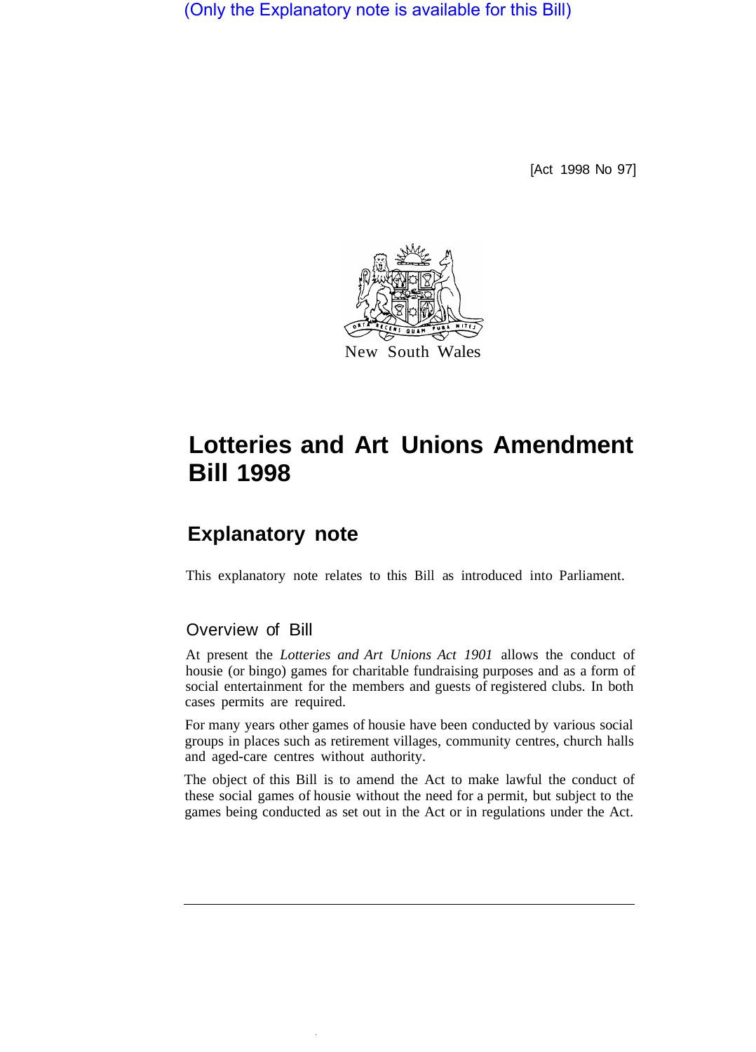(Only the Explanatory note is available for this Bill)

[Act 1998 No 97]

New South Wales

# Lotteries and Art Unions Amendment Bill 1998

## Explanatory note

This explanatory note relates to this Bill as introduced into Parliament.

### Overview of Bill

At present the *Lotteries and Art Unions Act 1901* allows the conduct of housie (or bingo) games for charitable fundraising purposes and as a form of social entertainment for the members and guests of registered clubs. In both cases permits are required.

For many years other games of housie have been conducted by various social groups in places such as retirement villages, community centres, church halls and aged-care centres without authority.

The object of this Bill is to amend the Act to make lawful the conduct of these social games of housie without the need for a permit, but subject to the games being conducted as set out in the Act or in regulations under the Act.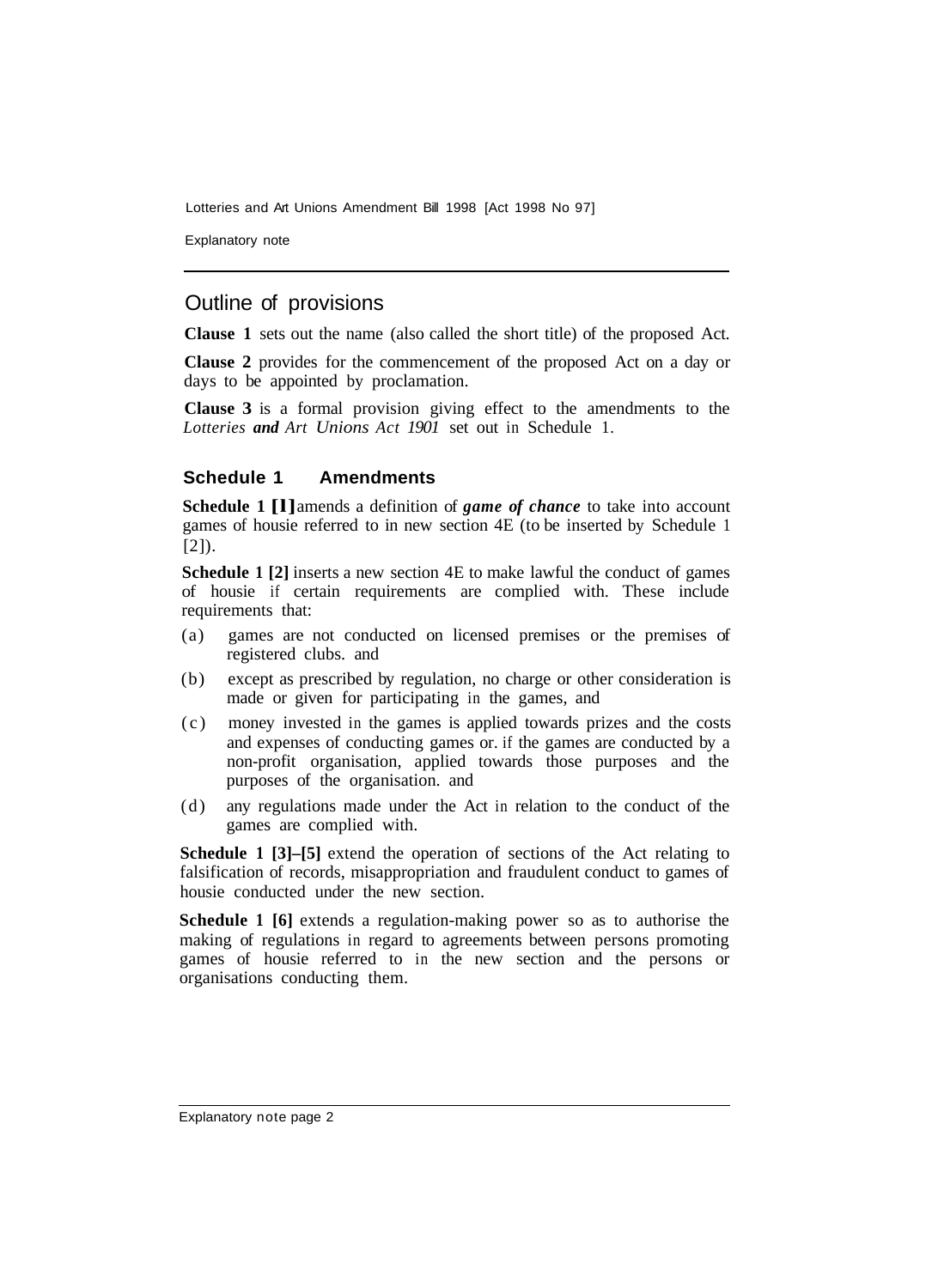## Outline of provisions

**Clause 1** sets out the name (also called the short title) of the proposed Act.

**Clause 2** provides for the commencement of the proposed Act on a day or days to be appointed by proclamation.

**Clause 3** is a formal provision giving effect to the amendments to the *Lotteries and Art Unions Act 1901* set out in Schedule 1.

### Schedule 1 Amendments

**Schedule 1 [1]** amends a definition of ***game of chance*** to take into account games of housie referred to in new section 4E (to be inserted by Schedule 1 [2]).

**Schedule 1 [2]** inserts a new section 4E to make lawful the conduct of games of housie if certain requirements are complied with. These include requirements that:

(a) games are not conducted on licensed premises or the premises of registered clubs. and

(b) except as prescribed by regulation, no charge or other consideration is made or given for participating in the games, and

(c) money invested in the games is applied towards prizes and the costs and expenses of conducting games or. if the games are conducted by a non-profit organisation, applied towards those purposes and the purposes of the organisation. and

(d) any regulations made under the Act in relation to the conduct of the games are complied with.

**Schedule 1 [3]–[5]** extend the operation of sections of the Act relating to falsification of records, misappropriation and fraudulent conduct to games of housie conducted under the new section.

**Schedule 1 [6]** extends a regulation-making power so as to authorise the making of regulations in regard to agreements between persons promoting games of housie referred to in the new section and the persons or organisations conducting them.